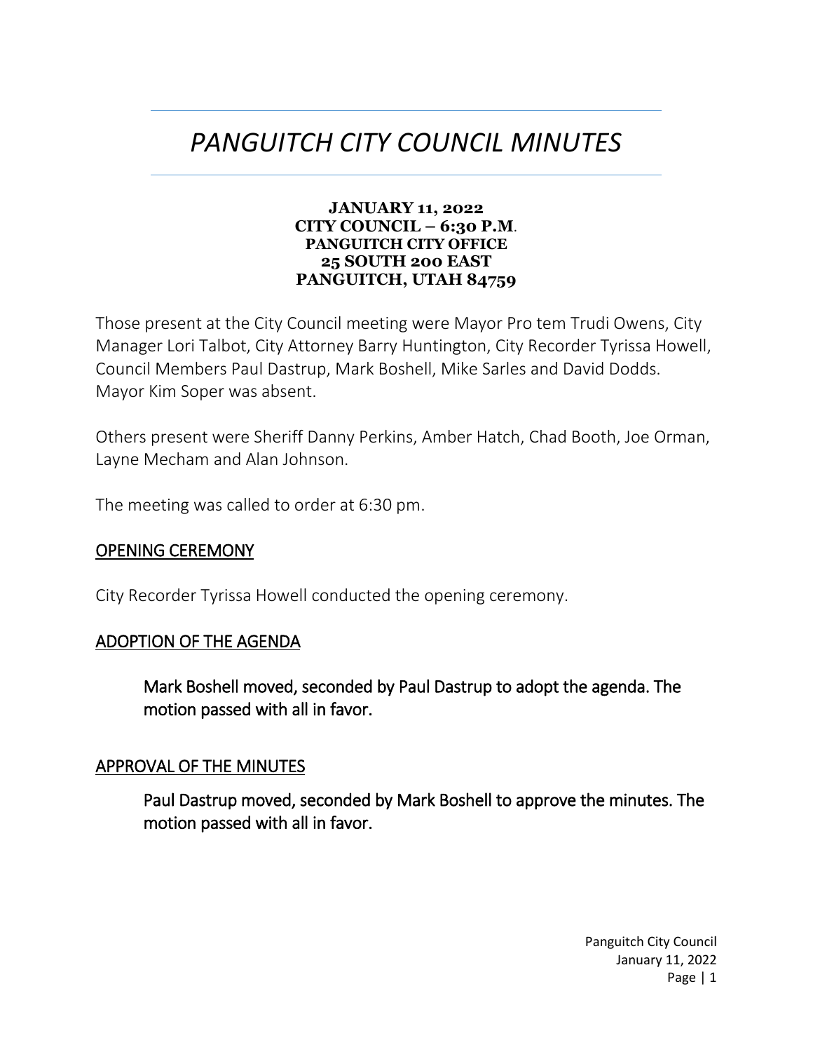# *PANGUITCH CITY COUNCIL MINUTES*

**JANUARY 11, 2022**
**CITY COUNCIL – 6:30 P.M.**
**PANGUITCH CITY OFFICE**
**25 SOUTH 200 EAST**
**PANGUITCH, UTAH 84759**

Those present at the City Council meeting were Mayor Pro tem Trudi Owens, City Manager Lori Talbot, City Attorney Barry Huntington, City Recorder Tyrissa Howell, Council Members Paul Dastrup, Mark Boshell, Mike Sarles and David Dodds. Mayor Kim Soper was absent.

Others present were Sheriff Danny Perkins, Amber Hatch, Chad Booth, Joe Orman, Layne Mecham and Alan Johnson.

The meeting was called to order at 6:30 pm.

## OPENING CEREMONY

City Recorder Tyrissa Howell conducted the opening ceremony.

## ADOPTION OF THE AGENDA

> Mark Boshell moved, seconded by Paul Dastrup to adopt the agenda. The motion passed with all in favor.

## APPROVAL OF THE MINUTES

> Paul Dastrup moved, seconded by Mark Boshell to approve the minutes. The motion passed with all in favor.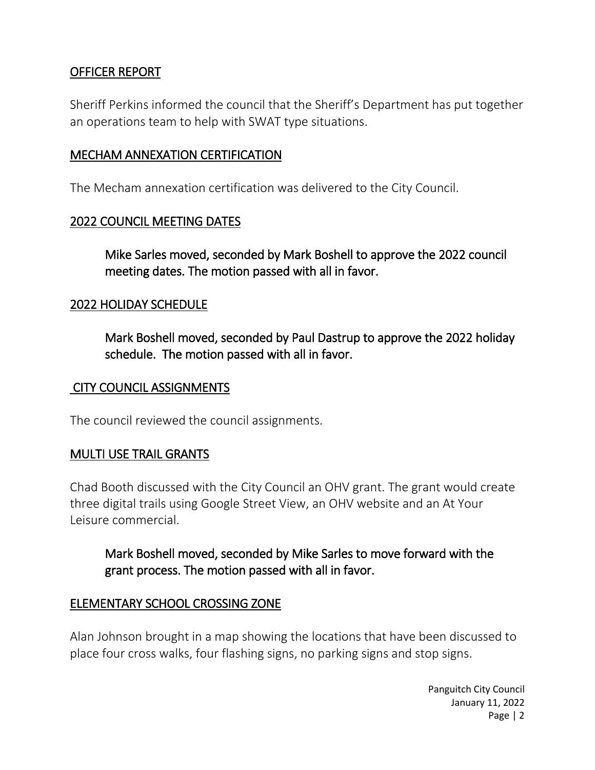## OFFICER REPORT

Sheriff Perkins informed the council that the Sheriff's Department has put together an operations team to help with SWAT type situations.

## MECHAM ANNEXATION CERTIFICATION

The Mecham annexation certification was delivered to the City Council.

## 2022 COUNCIL MEETING DATES

> Mike Sarles moved, seconded by Mark Boshell to approve the 2022 council meeting dates. The motion passed with all in favor.

## 2022 HOLIDAY SCHEDULE

> Mark Boshell moved, seconded by Paul Dastrup to approve the 2022 holiday schedule. The motion passed with all in favor.

## CITY COUNCIL ASSIGNMENTS

The council reviewed the council assignments.

## MULTI USE TRAIL GRANTS

Chad Booth discussed with the City Council an OHV grant. The grant would create three digital trails using Google Street View, an OHV website and an At Your Leisure commercial.

> Mark Boshell moved, seconded by Mike Sarles to move forward with the grant process. The motion passed with all in favor.

## ELEMENTARY SCHOOL CROSSING ZONE

Alan Johnson brought in a map showing the locations that have been discussed to place four cross walks, four flashing signs, no parking signs and stop signs.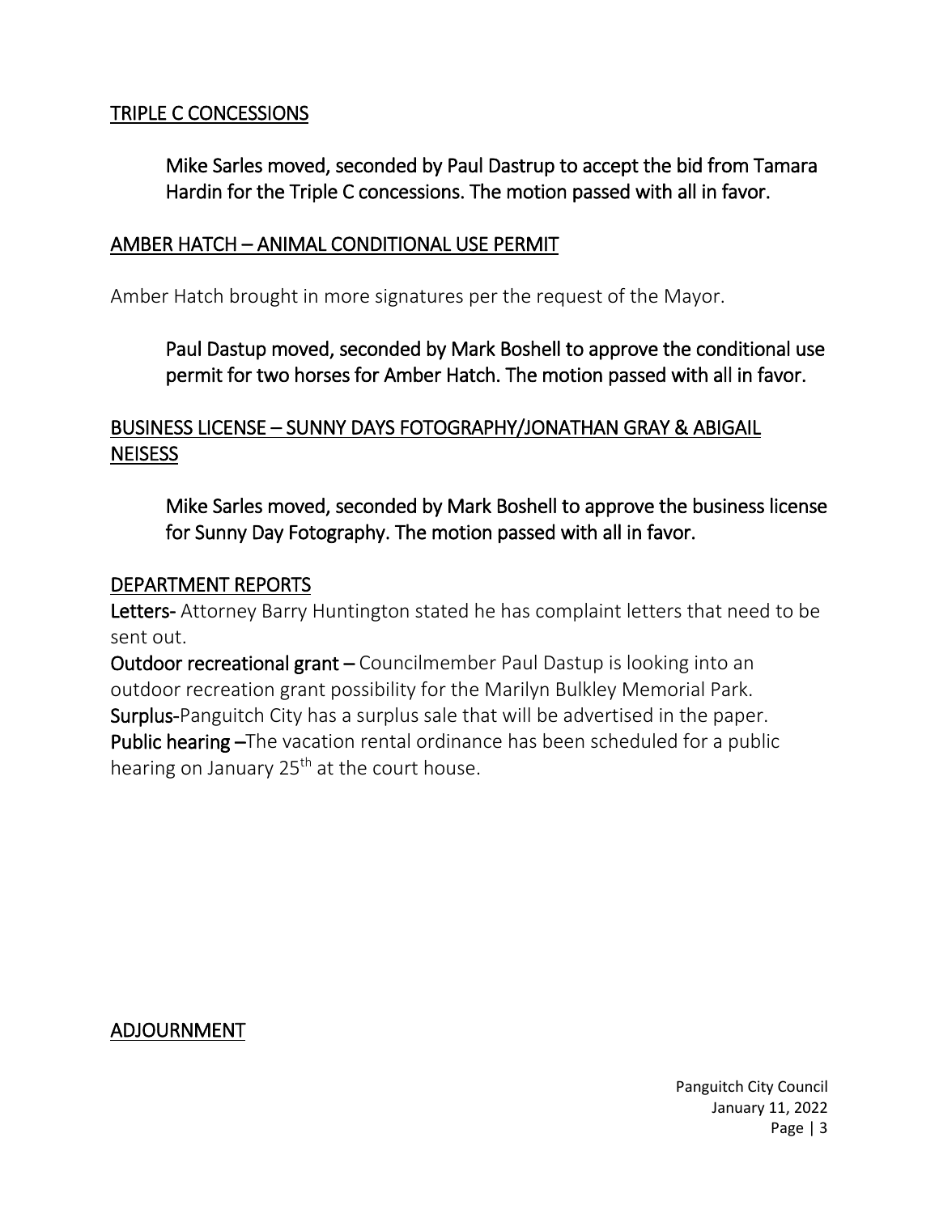## TRIPLE C CONCESSIONS

> **Mike Sarles moved, seconded by Paul Dastrup to accept the bid from Tamara Hardin for the Triple C concessions. The motion passed with all in favor.**

## AMBER HATCH – ANIMAL CONDITIONAL USE PERMIT

Amber Hatch brought in more signatures per the request of the Mayor.

> **Paul Dastup moved, seconded by Mark Boshell to approve the conditional use permit for two horses for Amber Hatch. The motion passed with all in favor.**

## BUSINESS LICENSE – SUNNY DAYS FOTOGRAPHY/JONATHAN GRAY & ABIGAIL NEISESS

> **Mike Sarles moved, seconded by Mark Boshell to approve the business license for Sunny Day Fotography. The motion passed with all in favor.**

## DEPARTMENT REPORTS

**Letters-** Attorney Barry Huntington stated he has complaint letters that need to be sent out.

**Outdoor recreational grant –** Councilmember Paul Dastup is looking into an outdoor recreation grant possibility for the Marilyn Bulkley Memorial Park.

**Surplus-**Panguitch City has a surplus sale that will be advertised in the paper.

**Public hearing –**The vacation rental ordinance has been scheduled for a public hearing on January 25th at the court house.

## ADJOURNMENT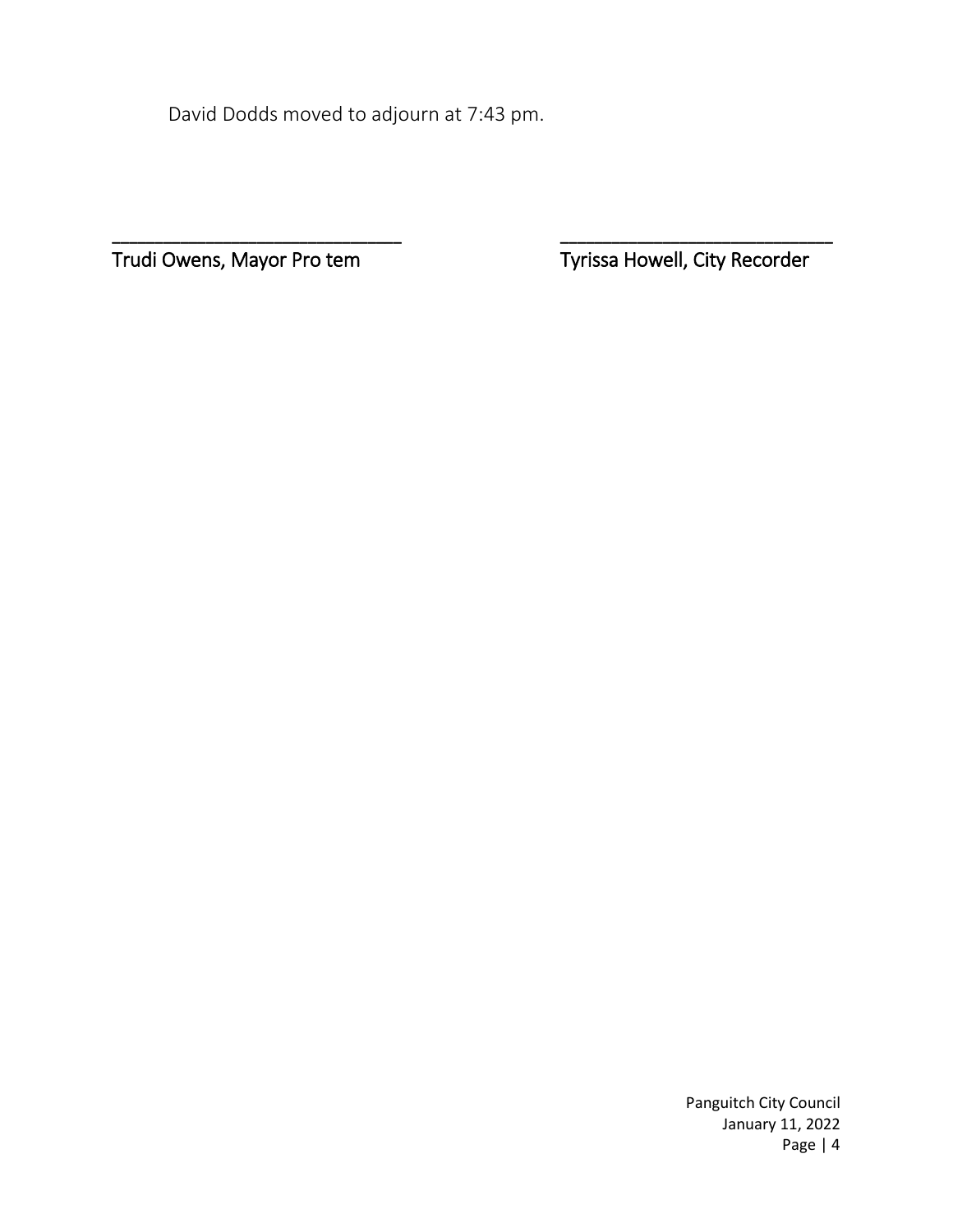David Dodds moved to adjourn at 7:43 pm.

______________________________ ______________________________

Trudi Owens, Mayor Pro tem Tyrissa Howell, City Recorder